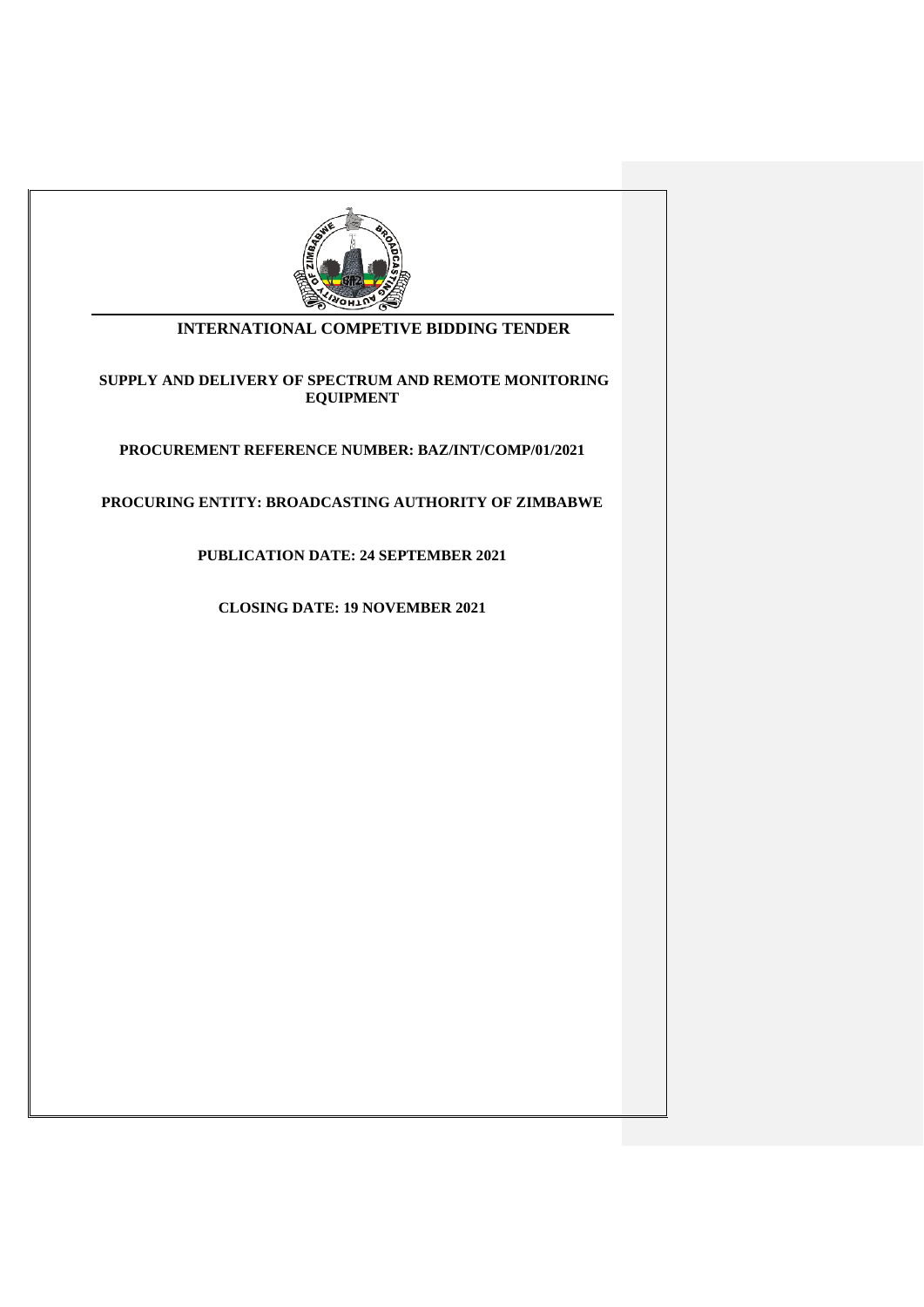# INTERNATIONAL COMPETIVE BIDDING TENDER

**SUPPLY AND DELIVERY OF SPECTRUM AND REMOTE MONITORING EQUIPMENT**

**PROCUREMENT REFERENCE NUMBER: BAZ/INT/COMP/01/2021**

**PROCURING ENTITY: BROADCASTING AUTHORITY OF ZIMBABWE**

**PUBLICATION DATE: 24 SEPTEMBER 2021**

**CLOSING DATE: 19 NOVEMBER 2021**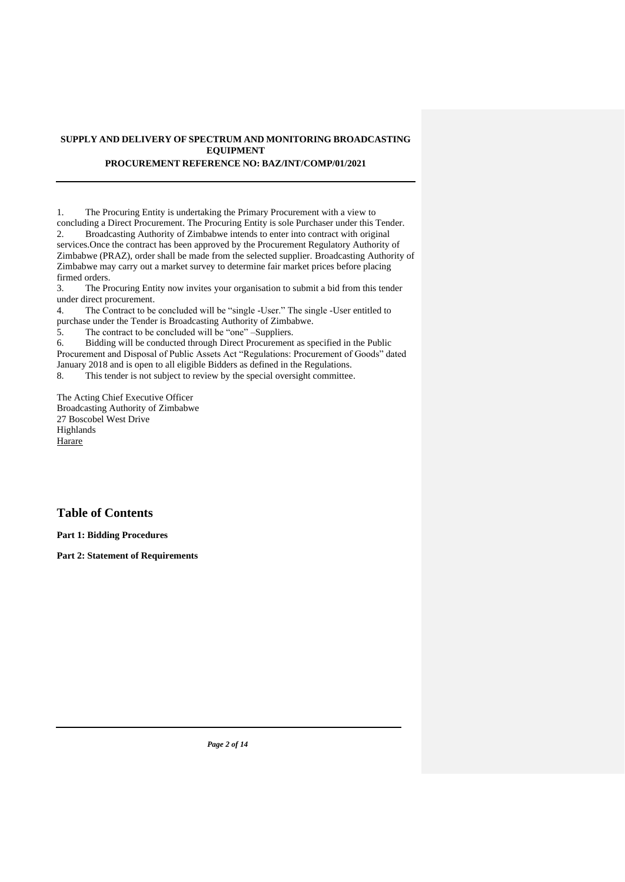**SUPPLY AND DELIVERY OF SPECTRUM AND MONITORING BROADCASTING EQUIPMENT**
**PROCUREMENT REFERENCE NO: BAZ/INT/COMP/01/2021**

---

1. The Procuring Entity is undertaking the Primary Procurement with a view to concluding a Direct Procurement. The Procuring Entity is sole Purchaser under this Tender.
2. Broadcasting Authority of Zimbabwe intends to enter into contract with original services.Once the contract has been approved by the Procurement Regulatory Authority of Zimbabwe (PRAZ), order shall be made from the selected supplier. Broadcasting Authority of Zimbabwe may carry out a market survey to determine fair market prices before placing firmed orders.
3. The Procuring Entity now invites your organisation to submit a bid from this tender under direct procurement.
4. The Contract to be concluded will be "single -User." The single -User entitled to purchase under the Tender is Broadcasting Authority of Zimbabwe.
5. The contract to be concluded will be "one" –Suppliers.
6. Bidding will be conducted through Direct Procurement as specified in the Public Procurement and Disposal of Public Assets Act "Regulations: Procurement of Goods" dated January 2018 and is open to all eligible Bidders as defined in the Regulations.
8. This tender is not subject to review by the special oversight committee.

The Acting Chief Executive Officer
Broadcasting Authority of Zimbabwe
27 Boscobel West Drive
Highlands
Harare

## Table of Contents

**Part 1: Bidding Procedures**

**Part 2: Statement of Requirements**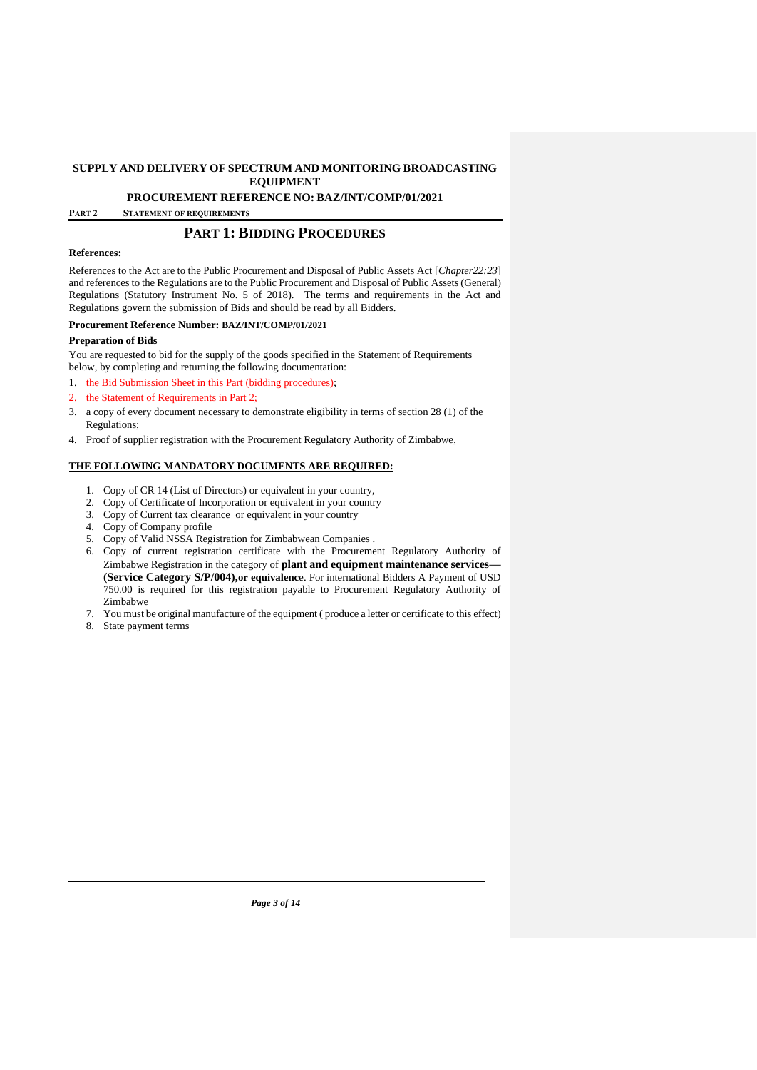**SUPPLY AND DELIVERY OF SPECTRUM AND MONITORING BROADCASTING EQUIPMENT**

**PROCUREMENT REFERENCE NO: BAZ/INT/COMP/01/2021**

**PART 2 STATEMENT OF REQUIREMENTS**

# PART 1: BIDDING PROCEDURES

**References:**

References to the Act are to the Public Procurement and Disposal of Public Assets Act [*Chapter22:23*] and references to the Regulations are to the Public Procurement and Disposal of Public Assets (General) Regulations (Statutory Instrument No. 5 of 2018). The terms and requirements in the Act and Regulations govern the submission of Bids and should be read by all Bidders.

**Procurement Reference Number: BAZ/INT/COMP/01/2021**

**Preparation of Bids**

You are requested to bid for the supply of the goods specified in the Statement of Requirements below, by completing and returning the following documentation:

1. the Bid Submission Sheet in this Part (bidding procedures);
2. the Statement of Requirements in Part 2;
3. a copy of every document necessary to demonstrate eligibility in terms of section 28 (1) of the Regulations;
4. Proof of supplier registration with the Procurement Regulatory Authority of Zimbabwe,

**THE FOLLOWING MANDATORY DOCUMENTS ARE REQUIRED:**

1. Copy of CR 14 (List of Directors) or equivalent in your country,
2. Copy of Certificate of Incorporation or equivalent in your country
3. Copy of Current tax clearance or equivalent in your country
4. Copy of Company profile
5. Copy of Valid NSSA Registration for Zimbabwean Companies .
6. Copy of current registration certificate with the Procurement Regulatory Authority of Zimbabwe Registration in the category of **plant and equipment maintenance services— (Service Category S/P/004),or equivalenc**e. For international Bidders A Payment of USD 750.00 is required for this registration payable to Procurement Regulatory Authority of Zimbabwe
7. You must be original manufacture of the equipment ( produce a letter or certificate to this effect)
8. State payment terms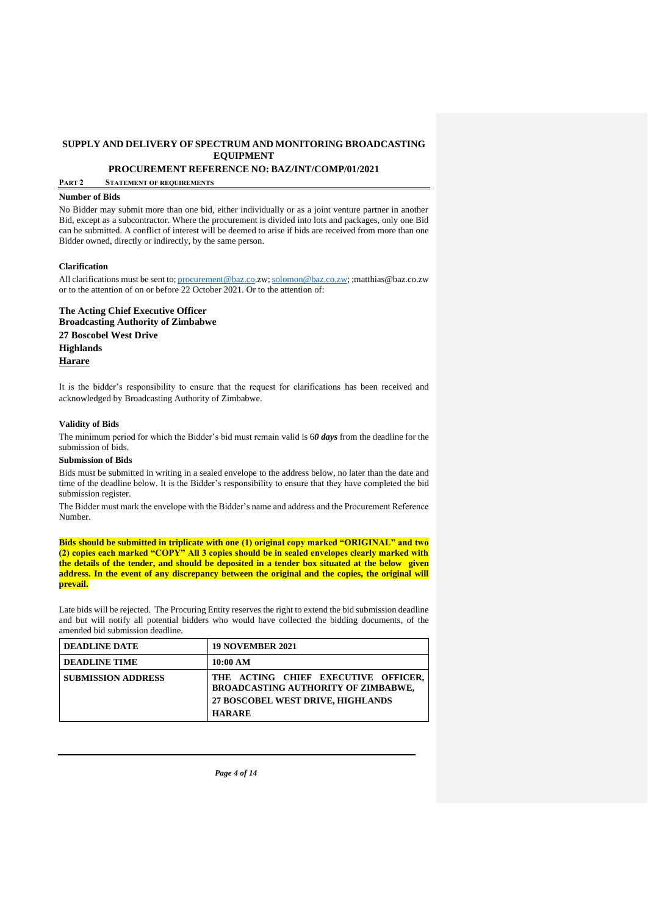**SUPPLY AND DELIVERY OF SPECTRUM AND MONITORING BROADCASTING EQUIPMENT**

**PROCUREMENT REFERENCE NO: BAZ/INT/COMP/01/2021**

**PART 2 STATEMENT OF REQUIREMENTS**

**Number of Bids**

No Bidder may submit more than one bid, either individually or as a joint venture partner in another Bid, except as a subcontractor. Where the procurement is divided into lots and packages, only one Bid can be submitted. A conflict of interest will be deemed to arise if bids are received from more than one Bidder owned, directly or indirectly, by the same person.

**Clarification**

All clarifications must be sent to; procurement@baz.co.zw; solomon@baz.co.zw; ;matthias@baz.co.zw or to the attention of on or before 22 October 2021. Or to the attention of:

**The Acting Chief Executive Officer**
**Broadcasting Authority of Zimbabwe**
**27 Boscobel West Drive**
**Highlands**
**Harare**

It is the bidder's responsibility to ensure that the request for clarifications has been received and acknowledged by Broadcasting Authority of Zimbabwe.

**Validity of Bids**

The minimum period for which the Bidder's bid must remain valid is 6***0 days*** from the deadline for the submission of bids.

**Submission of Bids**

Bids must be submitted in writing in a sealed envelope to the address below, no later than the date and time of the deadline below. It is the Bidder's responsibility to ensure that they have completed the bid submission register.

The Bidder must mark the envelope with the Bidder's name and address and the Procurement Reference Number.

**Bids should be submitted in triplicate with one (1) original copy marked "ORIGINAL" and two (2) copies each marked "COPY" All 3 copies should be in sealed envelopes clearly marked with the details of the tender, and should be deposited in a tender box situated at the below given address. In the event of any discrepancy between the original and the copies, the original will prevail.**

Late bids will be rejected. The Procuring Entity reserves the right to extend the bid submission deadline and but will notify all potential bidders who would have collected the bidding documents, of the amended bid submission deadline.

| | |
|---|---|
| **DEADLINE DATE** | **19 NOVEMBER 2021** |
| **DEADLINE TIME** | **10:00 AM** |
| **SUBMISSION ADDRESS** | **THE ACTING CHIEF EXECUTIVE OFFICER, BROADCASTING AUTHORITY OF ZIMBABWE, 27 BOSCOBEL WEST DRIVE, HIGHLANDS HARARE** |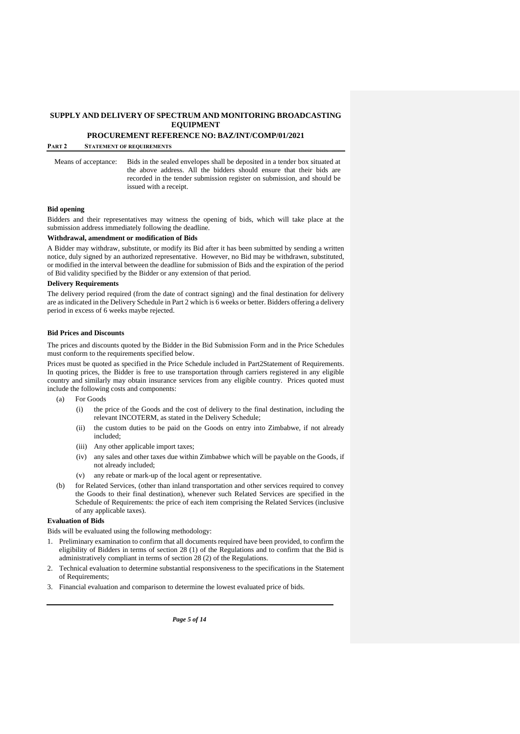**SUPPLY AND DELIVERY OF SPECTRUM AND MONITORING BROADCASTING EQUIPMENT**

**PROCUREMENT REFERENCE NO: BAZ/INT/COMP/01/2021**

**PART 2 STATEMENT OF REQUIREMENTS**

| Means of acceptance: | Bids in the sealed envelopes shall be deposited in a tender box situated at the above address. All the bidders should ensure that their bids are recorded in the tender submission register on submission, and should be issued with a receipt. |
|---|---|

**Bid opening**

Bidders and their representatives may witness the opening of bids, which will take place at the submission address immediately following the deadline.

**Withdrawal, amendment or modification of Bids**

A Bidder may withdraw, substitute, or modify its Bid after it has been submitted by sending a written notice, duly signed by an authorized representative. However, no Bid may be withdrawn, substituted, or modified in the interval between the deadline for submission of Bids and the expiration of the period of Bid validity specified by the Bidder or any extension of that period.

**Delivery Requirements**

The delivery period required (from the date of contract signing) and the final destination for delivery are as indicated in the Delivery Schedule in Part 2 which is 6 weeks or better. Bidders offering a delivery period in excess of 6 weeks maybe rejected.

**Bid Prices and Discounts**

The prices and discounts quoted by the Bidder in the Bid Submission Form and in the Price Schedules must conform to the requirements specified below.

Prices must be quoted as specified in the Price Schedule included in Part2Statement of Requirements. In quoting prices, the Bidder is free to use transportation through carriers registered in any eligible country and similarly may obtain insurance services from any eligible country. Prices quoted must include the following costs and components:

(a) For Goods

  (i) the price of the Goods and the cost of delivery to the final destination, including the relevant INCOTERM, as stated in the Delivery Schedule;

  (ii) the custom duties to be paid on the Goods on entry into Zimbabwe, if not already included;

  (iii) Any other applicable import taxes;

  (iv) any sales and other taxes due within Zimbabwe which will be payable on the Goods, if not already included;

  (v) any rebate or mark-up of the local agent or representative.

(b) for Related Services, (other than inland transportation and other services required to convey the Goods to their final destination), whenever such Related Services are specified in the Schedule of Requirements: the price of each item comprising the Related Services (inclusive of any applicable taxes).

**Evaluation of Bids**

Bids will be evaluated using the following methodology:

1. Preliminary examination to confirm that all documents required have been provided, to confirm the eligibility of Bidders in terms of section 28 (1) of the Regulations and to confirm that the Bid is administratively compliant in terms of section 28 (2) of the Regulations.
2. Technical evaluation to determine substantial responsiveness to the specifications in the Statement of Requirements;
3. Financial evaluation and comparison to determine the lowest evaluated price of bids.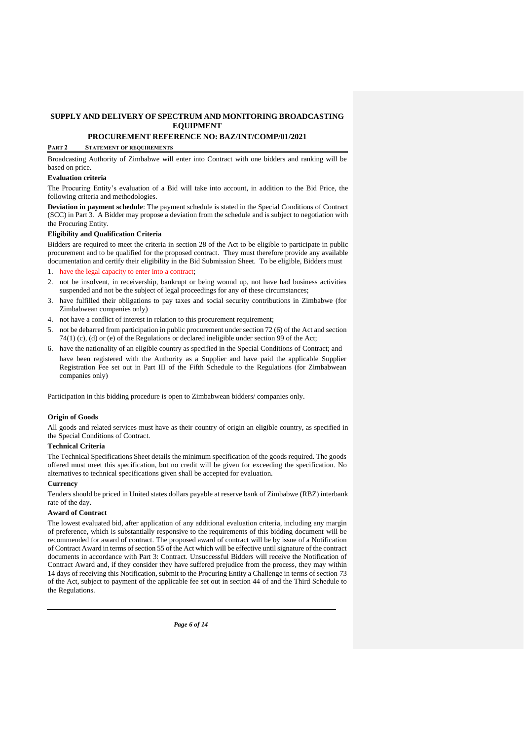**SUPPLY AND DELIVERY OF SPECTRUM AND MONITORING BROADCASTING EQUIPMENT**

**PROCUREMENT REFERENCE NO: BAZ/INT/COMP/01/2021**

**PART 2 STATEMENT OF REQUIREMENTS**

Broadcasting Authority of Zimbabwe will enter into Contract with one bidders and ranking will be based on price.

**Evaluation criteria**

The Procuring Entity's evaluation of a Bid will take into account, in addition to the Bid Price, the following criteria and methodologies.

**Deviation in payment schedule**: The payment schedule is stated in the Special Conditions of Contract (SCC) in Part 3. A Bidder may propose a deviation from the schedule and is subject to negotiation with the Procuring Entity.

**Eligibility and Qualification Criteria**

Bidders are required to meet the criteria in section 28 of the Act to be eligible to participate in public procurement and to be qualified for the proposed contract. They must therefore provide any available documentation and certify their eligibility in the Bid Submission Sheet. To be eligible, Bidders must

1. have the legal capacity to enter into a contract;
2. not be insolvent, in receivership, bankrupt or being wound up, not have had business activities suspended and not be the subject of legal proceedings for any of these circumstances;
3. have fulfilled their obligations to pay taxes and social security contributions in Zimbabwe (for Zimbabwean companies only)
4. not have a conflict of interest in relation to this procurement requirement;
5. not be debarred from participation in public procurement under section 72 (6) of the Act and section 74(1) (c), (d) or (e) of the Regulations or declared ineligible under section 99 of the Act;
6. have the nationality of an eligible country as specified in the Special Conditions of Contract; and

   have been registered with the Authority as a Supplier and have paid the applicable Supplier Registration Fee set out in Part III of the Fifth Schedule to the Regulations (for Zimbabwean companies only)

Participation in this bidding procedure is open to Zimbabwean bidders/ companies only.

**Origin of Goods**

All goods and related services must have as their country of origin an eligible country, as specified in the Special Conditions of Contract.

**Technical Criteria**

The Technical Specifications Sheet details the minimum specification of the goods required. The goods offered must meet this specification, but no credit will be given for exceeding the specification. No alternatives to technical specifications given shall be accepted for evaluation.

**Currency**

Tenders should be priced in United states dollars payable at reserve bank of Zimbabwe (RBZ) interbank rate of the day.

**Award of Contract**

The lowest evaluated bid, after application of any additional evaluation criteria, including any margin of preference, which is substantially responsive to the requirements of this bidding document will be recommended for award of contract. The proposed award of contract will be by issue of a Notification of Contract Award in terms of section 55 of the Act which will be effective until signature of the contract documents in accordance with Part 3: Contract. Unsuccessful Bidders will receive the Notification of Contract Award and, if they consider they have suffered prejudice from the process, they may within 14 days of receiving this Notification, submit to the Procuring Entity a Challenge in terms of section 73 of the Act, subject to payment of the applicable fee set out in section 44 of and the Third Schedule to the Regulations.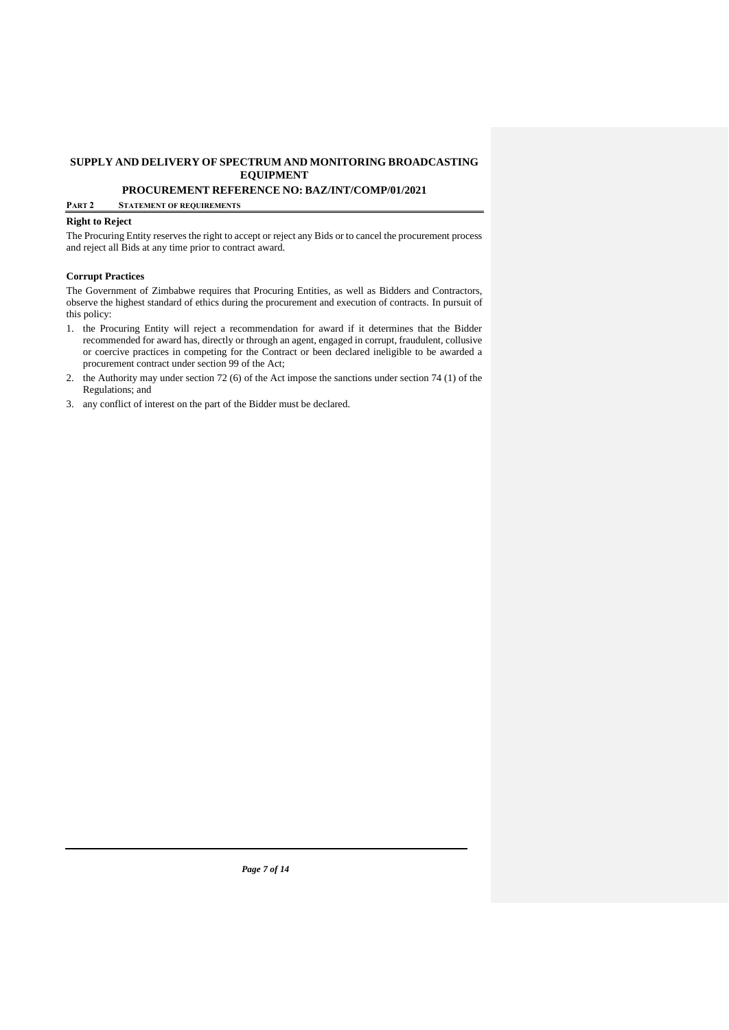**Right to Reject**

The Procuring Entity reserves the right to accept or reject any Bids or to cancel the procurement process and reject all Bids at any time prior to contract award.

**Corrupt Practices**

The Government of Zimbabwe requires that Procuring Entities, as well as Bidders and Contractors, observe the highest standard of ethics during the procurement and execution of contracts. In pursuit of this policy:

1. the Procuring Entity will reject a recommendation for award if it determines that the Bidder recommended for award has, directly or through an agent, engaged in corrupt, fraudulent, collusive or coercive practices in competing for the Contract or been declared ineligible to be awarded a procurement contract under section 99 of the Act;
2. the Authority may under section 72 (6) of the Act impose the sanctions under section 74 (1) of the Regulations; and
3. any conflict of interest on the part of the Bidder must be declared.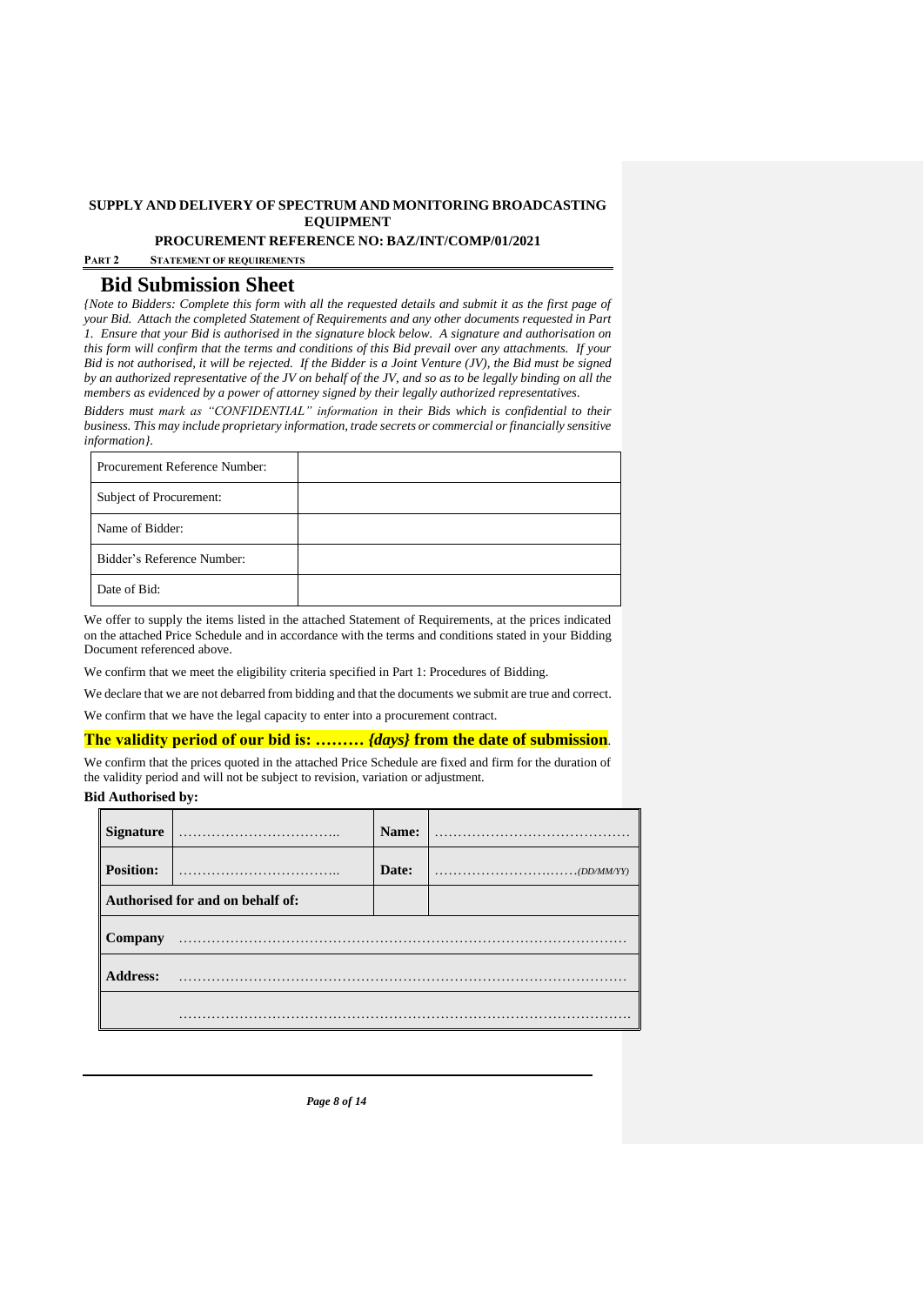**SUPPLY AND DELIVERY OF SPECTRUM AND MONITORING BROADCASTING EQUIPMENT**

**PROCUREMENT REFERENCE NO: BAZ/INT/COMP/01/2021**

**PART 2 STATEMENT OF REQUIREMENTS**

# Bid Submission Sheet

*{Note to Bidders: Complete this form with all the requested details and submit it as the first page of your Bid. Attach the completed Statement of Requirements and any other documents requested in Part 1. Ensure that your Bid is authorised in the signature block below. A signature and authorisation on this form will confirm that the terms and conditions of this Bid prevail over any attachments. If your Bid is not authorised, it will be rejected. If the Bidder is a Joint Venture (JV), the Bid must be signed by an authorized representative of the JV on behalf of the JV, and so as to be legally binding on all the members as evidenced by a power of attorney signed by their legally authorized representatives.*

*Bidders must mark as "CONFIDENTIAL" information in their Bids which is confidential to their business. This may include proprietary information, trade secrets or commercial or financially sensitive information}.*

| | |
|---|---|
| Procurement Reference Number: | |
| Subject of Procurement: | |
| Name of Bidder: | |
| Bidder's Reference Number: | |
| Date of Bid: | |

We offer to supply the items listed in the attached Statement of Requirements, at the prices indicated on the attached Price Schedule and in accordance with the terms and conditions stated in your Bidding Document referenced above.

We confirm that we meet the eligibility criteria specified in Part 1: Procedures of Bidding.

We declare that we are not debarred from bidding and that the documents we submit are true and correct.

We confirm that we have the legal capacity to enter into a procurement contract.

**The validity period of our bid is: ……… *{days}* from the date of submission**.

We confirm that the prices quoted in the attached Price Schedule are fixed and firm for the duration of the validity period and will not be subject to revision, variation or adjustment.

**Bid Authorised by:**

| | | | |
|---|---|---|---|
| **Signature** | …………………………….. | **Name:** | …………………………………… |
| **Position:** | …………………………….. | **Date:** | …………………………..*(DD/MM/YY)* |
| **Authorised for and on behalf of:** | | | |
| **Company** | ……………………………………………………………………………… | | |
| **Address:** | ……………………………………………………………………………… | | |
| | ……………………………………………………………………………… | | |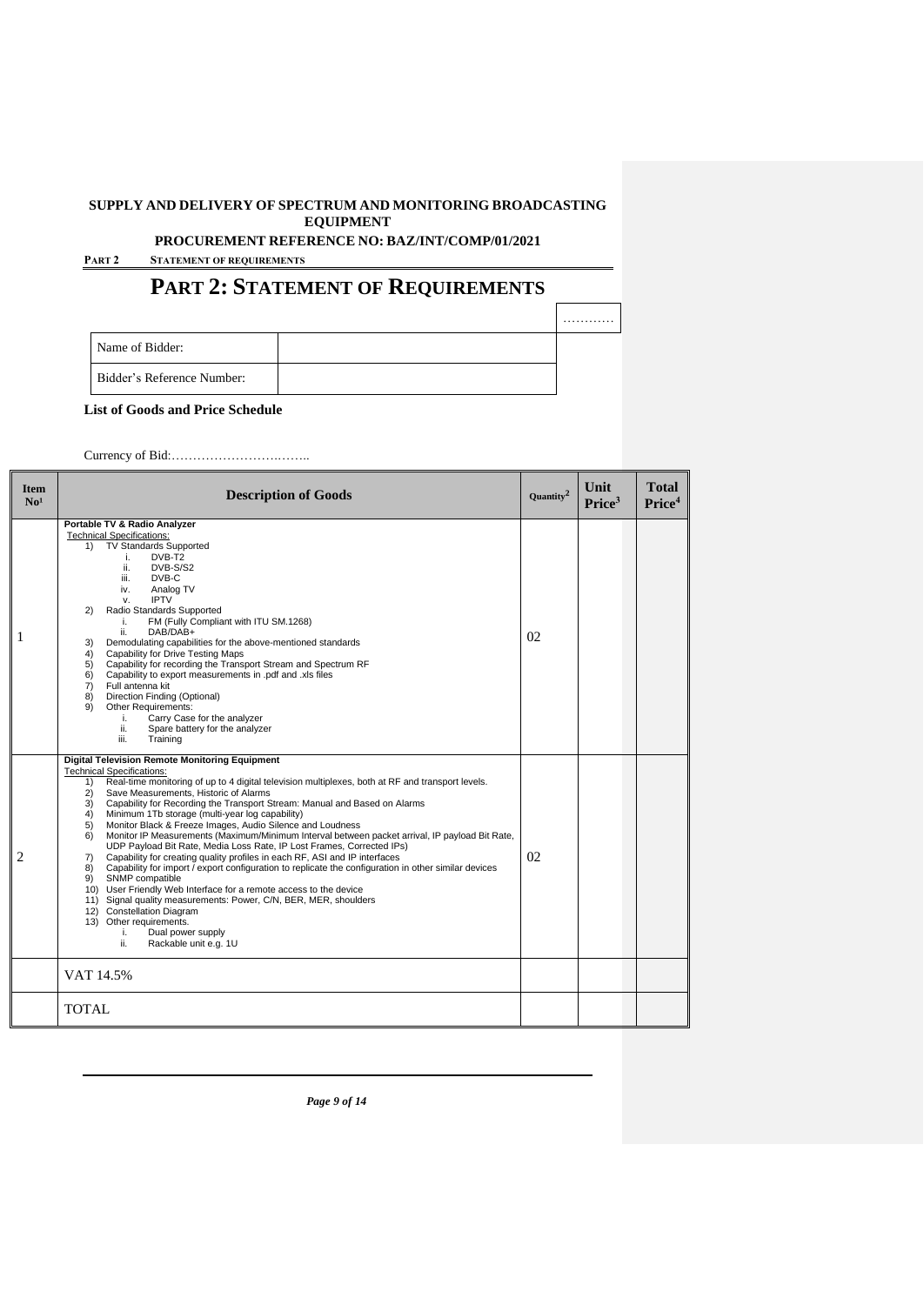**SUPPLY AND DELIVERY OF SPECTRUM AND MONITORING BROADCASTING EQUIPMENT**

**PROCUREMENT REFERENCE NO: BAZ/INT/COMP/01/2021**

**PART 2 STATEMENT OF REQUIREMENTS**

# PART 2: STATEMENT OF REQUIREMENTS

…………

| Name of Bidder: | |
|---|---|
| Bidder's Reference Number: | |

**List of Goods and Price Schedule**

Currency of Bid:…………………….……..

| Item No[1] | Description of Goods | Quantity[2] | Unit Price[3] | Total Price[4] |
|---|---|---|---|---|
| 1 | **Portable TV & Radio Analyzer**<br>Technical Specifications:<br>1) TV Standards Supported<br>i. DVB-T2<br>ii. DVB-S/S2<br>iii. DVB-C<br>iv. Analog TV<br>v. IPTV<br>2) Radio Standards Supported<br>i. FM (Fully Compliant with ITU SM.1268)<br>ii. DAB/DAB+<br>3) Demodulating capabilities for the above-mentioned standards<br>4) Capability for Drive Testing Maps<br>5) Capability for recording the Transport Stream and Spectrum RF<br>6) Capability to export measurements in .pdf and .xls files<br>7) Full antenna kit<br>8) Direction Finding (Optional)<br>9) Other Requirements:<br>i. Carry Case for the analyzer<br>ii. Spare battery for the analyzer<br>iii. Training | 02 | | |
| 2 | **Digital Television Remote Monitoring Equipment**<br>Technical Specifications:<br>1) Real-time monitoring of up to 4 digital television multiplexes, both at RF and transport levels.<br>2) Save Measurements, Historic of Alarms<br>3) Capability for Recording the Transport Stream: Manual and Based on Alarms<br>4) Minimum 1Tb storage (multi-year log capability)<br>5) Monitor Black & Freeze Images, Audio Silence and Loudness<br>6) Monitor IP Measurements (Maximum/Minimum Interval between packet arrival, IP payload Bit Rate, UDP Payload Bit Rate, Media Loss Rate, IP Lost Frames, Corrected IPs)<br>7) Capability for creating quality profiles in each RF, ASI and IP interfaces<br>8) Capability for import / export configuration to replicate the configuration in other similar devices<br>9) SNMP compatible<br>10) User Friendly Web Interface for a remote access to the device<br>11) Signal quality measurements: Power, C/N, BER, MER, shoulders<br>12) Constellation Diagram<br>13) Other requirements.<br>i. Dual power supply<br>ii. Rackable unit e.g. 1U | 02 | | |
| | VAT 14.5% | | | |
| | TOTAL | | | |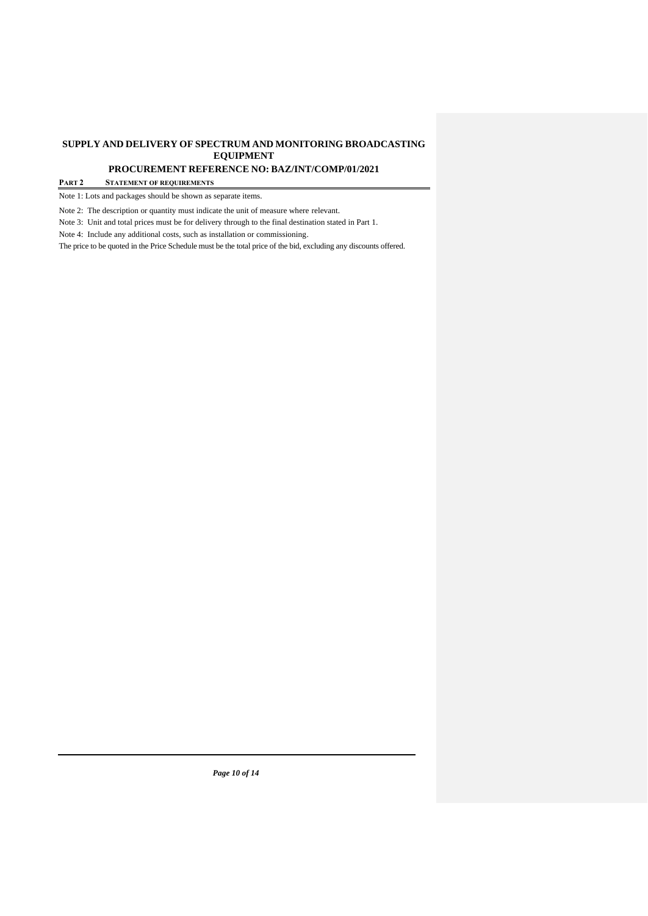# SUPPLY AND DELIVERY OF SPECTRUM AND MONITORING BROADCASTING EQUIPMENT

## PROCUREMENT REFERENCE NO: BAZ/INT/COMP/01/2021

**PART 2 STATEMENT OF REQUIREMENTS**

Note 1: Lots and packages should be shown as separate items.

Note 2: The description or quantity must indicate the unit of measure where relevant.

Note 3: Unit and total prices must be for delivery through to the final destination stated in Part 1.

Note 4: Include any additional costs, such as installation or commissioning.

The price to be quoted in the Price Schedule must be the total price of the bid, excluding any discounts offered.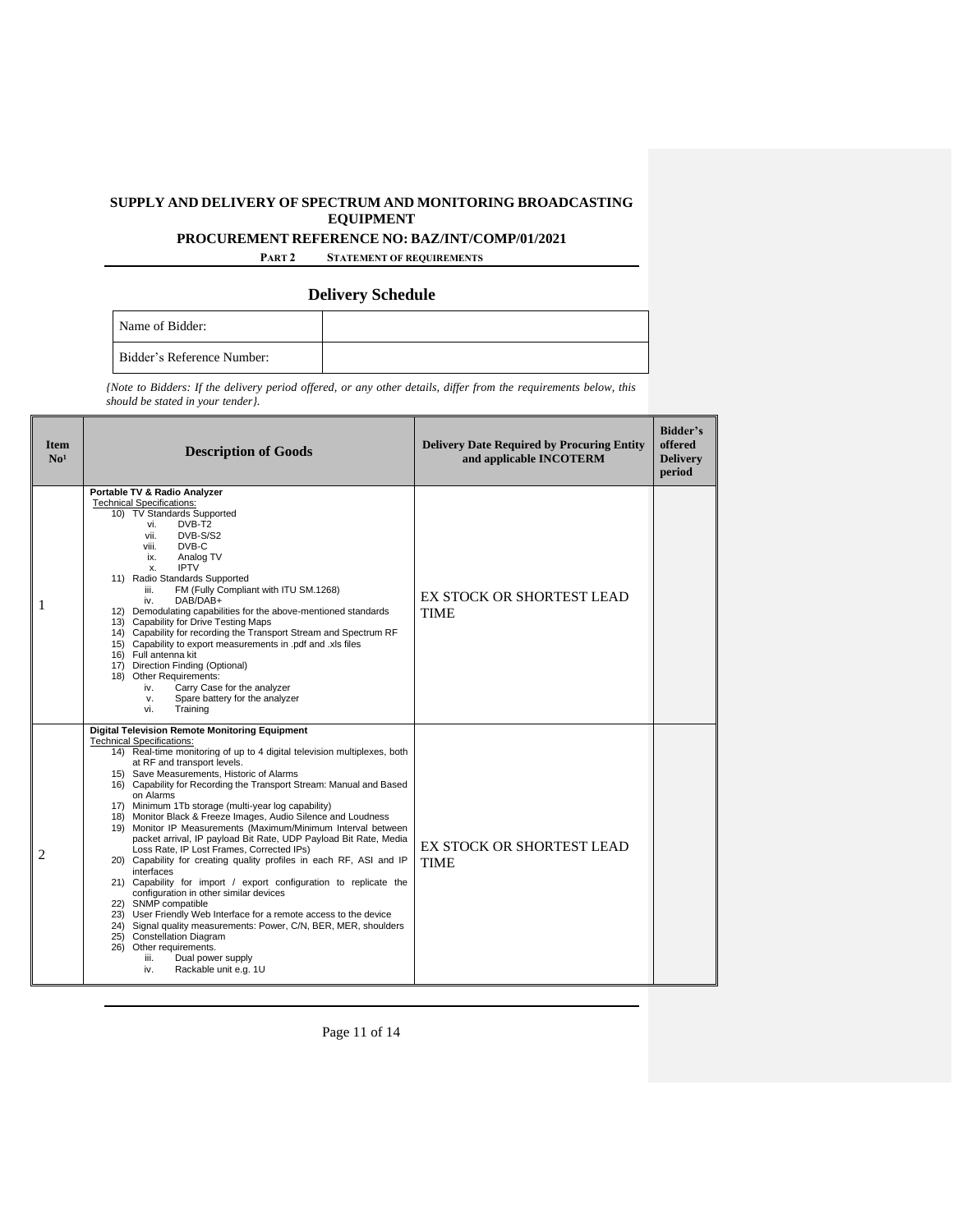**SUPPLY AND DELIVERY OF SPECTRUM AND MONITORING BROADCASTING EQUIPMENT**

**PROCUREMENT REFERENCE NO: BAZ/INT/COMP/01/2021**

**PART 2 STATEMENT OF REQUIREMENTS**

## Delivery Schedule

| Name of Bidder: | |
|---|---|
| Bidder's Reference Number: | |

*{Note to Bidders: If the delivery period offered, or any other details, differ from the requirements below, this should be stated in your tender}.*

| Item No[1] | Description of Goods | Delivery Date Required by Procuring Entity and applicable INCOTERM | Bidder's offered Delivery period |
|---|---|---|---|
| 1 | **Portable TV & Radio Analyzer**<br>Technical Specifications:<br>10) TV Standards Supported<br>vi. DVB-T2<br>vii. DVB-S/S2<br>viii. DVB-C<br>ix. Analog TV<br>x. IPTV<br>11) Radio Standards Supported<br>iii. FM (Fully Compliant with ITU SM.1268)<br>iv. DAB/DAB+<br>12) Demodulating capabilities for the above-mentioned standards<br>13) Capability for Drive Testing Maps<br>14) Capability for recording the Transport Stream and Spectrum RF<br>15) Capability to export measurements in .pdf and .xls files<br>16) Full antenna kit<br>17) Direction Finding (Optional)<br>18) Other Requirements:<br>iv. Carry Case for the analyzer<br>v. Spare battery for the analyzer<br>vi. Training | EX STOCK OR SHORTEST LEAD TIME | |
| 2 | **Digital Television Remote Monitoring Equipment**<br>Technical Specifications:<br>14) Real-time monitoring of up to 4 digital television multiplexes, both at RF and transport levels.<br>15) Save Measurements, Historic of Alarms<br>16) Capability for Recording the Transport Stream: Manual and Based on Alarms<br>17) Minimum 1Tb storage (multi-year log capability)<br>18) Monitor Black & Freeze Images, Audio Silence and Loudness<br>19) Monitor IP Measurements (Maximum/Minimum Interval between packet arrival, IP payload Bit Rate, UDP Payload Bit Rate, Media Loss Rate, IP Lost Frames, Corrected IPs)<br>20) Capability for creating quality profiles in each RF, ASI and IP interfaces<br>21) Capability for import / export configuration to replicate the configuration in other similar devices<br>22) SNMP compatible<br>23) User Friendly Web Interface for a remote access to the device<br>24) Signal quality measurements: Power, C/N, BER, MER, shoulders<br>25) Constellation Diagram<br>26) Other requirements.<br>iii. Dual power supply<br>iv. Rackable unit e.g. 1U | EX STOCK OR SHORTEST LEAD TIME | |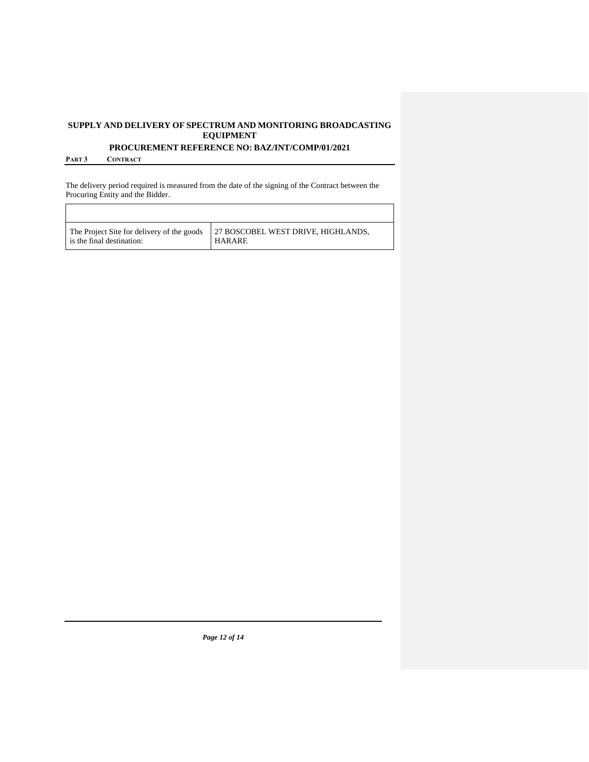The delivery period required is measured from the date of the signing of the Contract between the Procuring Entity and the Bidder.

| | |
|---|---|
| The Project Site for delivery of the goods is the final destination: | 27 BOSCOBEL WEST DRIVE, HIGHLANDS, HARARE |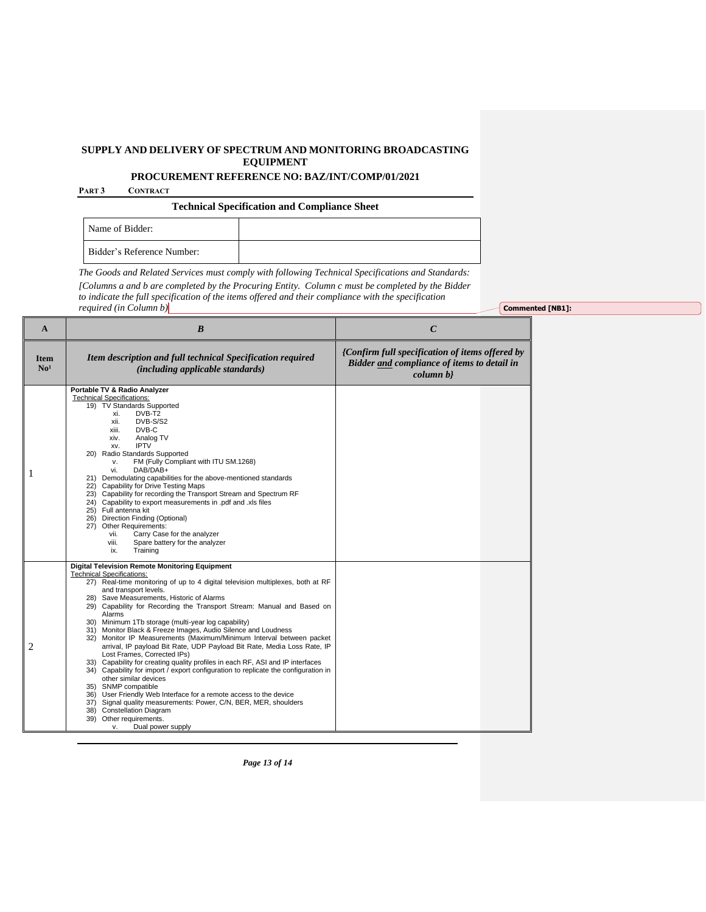**SUPPLY AND DELIVERY OF SPECTRUM AND MONITORING BROADCASTING EQUIPMENT**

**PROCUREMENT REFERENCE NO: BAZ/INT/COMP/01/2021**

**PART 3 CONTRACT**

### Technical Specification and Compliance Sheet

| Name of Bidder: | |
|---|---|
| Bidder's Reference Number: | |

*The Goods and Related Services must comply with following Technical Specifications and Standards:*

*[Columns a and b are completed by the Procuring Entity. Column c must be completed by the Bidder to indicate the full specification of the items offered and their compliance with the specification required (in Column b)*

**Commented [NB1]:**

| **A** | ***B*** | ***C*** |
|---|---|---|
| **Item No**[1] | ***Item description and full technical Specification required (including applicable standards)*** | ***{Confirm full specification of items offered by Bidder and compliance of items to detail in column b}*** |
| 1 | **Portable TV & Radio Analyzer**<br>Technical Specifications:<br>19) TV Standards Supported<br>xi. DVB-T2<br>xii. DVB-S/S2<br>xiii. DVB-C<br>xiv. Analog TV<br>xv. IPTV<br>20) Radio Standards Supported<br>v. FM (Fully Compliant with ITU SM.1268)<br>vi. DAB/DAB+<br>21) Demodulating capabilities for the above-mentioned standards<br>22) Capability for Drive Testing Maps<br>23) Capability for recording the Transport Stream and Spectrum RF<br>24) Capability to export measurements in .pdf and .xls files<br>25) Full antenna kit<br>26) Direction Finding (Optional)<br>27) Other Requirements:<br>vii. Carry Case for the analyzer<br>viii. Spare battery for the analyzer<br>ix. Training | |
| 2 | **Digital Television Remote Monitoring Equipment**<br>Technical Specifications:<br>27) Real-time monitoring of up to 4 digital television multiplexes, both at RF and transport levels.<br>28) Save Measurements, Historic of Alarms<br>29) Capability for Recording the Transport Stream: Manual and Based on Alarms<br>30) Minimum 1Tb storage (multi-year log capability)<br>31) Monitor Black & Freeze Images, Audio Silence and Loudness<br>32) Monitor IP Measurements (Maximum/Minimum Interval between packet arrival, IP payload Bit Rate, UDP Payload Bit Rate, Media Loss Rate, IP Lost Frames, Corrected IPs)<br>33) Capability for creating quality profiles in each RF, ASI and IP interfaces<br>34) Capability for import / export configuration to replicate the configuration in other similar devices<br>35) SNMP compatible<br>36) User Friendly Web Interface for a remote access to the device<br>37) Signal quality measurements: Power, C/N, BER, MER, shoulders<br>38) Constellation Diagram<br>39) Other requirements.<br>v. Dual power supply | |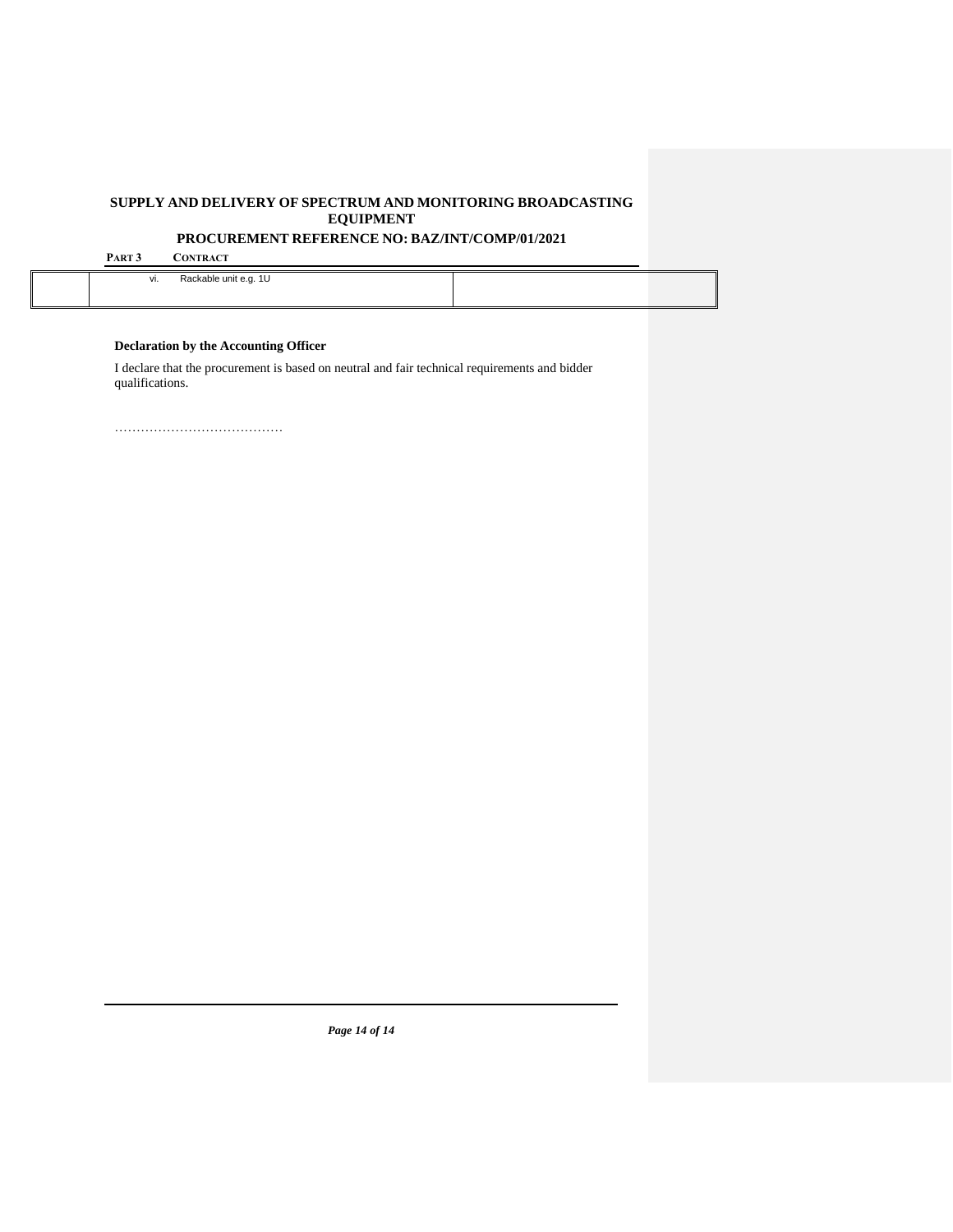| | | |
|---|---|---|
| | vi. Rackable unit e.g. 1U | |

**Declaration by the Accounting Officer**

I declare that the procurement is based on neutral and fair technical requirements and bidder qualifications.

…………………………………